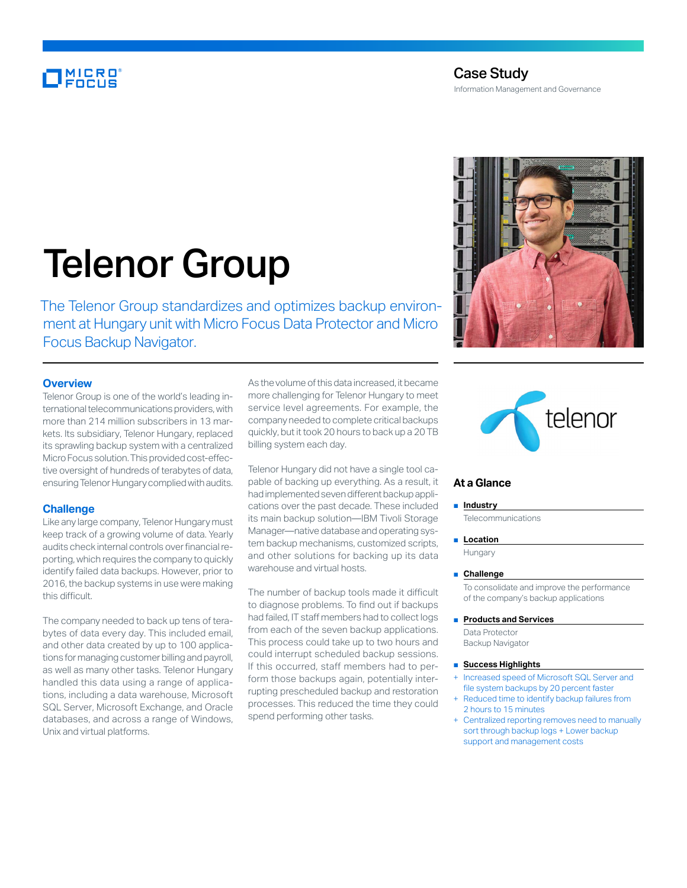# Case Study

Information Management and Governance

# Telenor Group

The Telenor Group standardizes and optimizes backup environment at Hungary unit with Micro Focus Data Protector and Micro Focus Backup Navigator.

## Overview

Telenor Group is one of the world's leading international telecommunications providers, with more than 214 million subscribers in 13 markets. Its subsidiary, Telenor Hungary, replaced its sprawling backup system with a centralized Micro Focus solution. This provided cost-effective oversight of hundreds of terabytes of data, ensuring Telenor Hungary complied with audits.

## Challenge

Like any large company, Telenor Hungary must keep track of a growing volume of data. Yearly audits check internal controls over financial reporting, which requires the company to quickly identify failed data backups. However, prior to 2016, the backup systems in use were making this difficult.

The company needed to back up tens of terabytes of data every day. This included email, and other data created by up to 100 applications for managing customer billing and payroll, as well as many other tasks. Telenor Hungary handled this data using a range of applications, including a data warehouse, Microsoft SQL Server, Microsoft Exchange, and Oracle databases, and across a range of Windows, Unix and virtual platforms.

As the volume of this data increased, it became more challenging for Telenor Hungary to meet service level agreements. For example, the company needed to complete critical backups quickly, but it took 20 hours to back up a 20 TB billing system each day.

Telenor Hungary did not have a single tool capable of backing up everything. As a result, it had implemented seven different backup applications over the past decade. These included its main backup solution—IBM Tivoli Storage Manager—native database and operating system backup mechanisms, customized scripts, and other solutions for backing up its data warehouse and virtual hosts.

The number of backup tools made it difficult to diagnose problems. To find out if backups had failed, IT staff members had to collect logs from each of the seven backup applications. This process could take up to two hours and could interrupt scheduled backup sessions. If this occurred, staff members had to perform those backups again, potentially interrupting prescheduled backup and restoration processes. This reduced the time they could spend performing other tasks.

## At a Glance

- **Industry**

  Telecommunications

- **Location**

  Hungary

- **Challenge**

  To consolidate and improve the performance of the company's backup applications

- **Products and Services**

  Data Protector
  Backup Navigator

- **Success Highlights**

  + Increased speed of Microsoft SQL Server and file system backups by 20 percent faster
  + Reduced time to identify backup failures from 2 hours to 15 minutes
  + Centralized reporting removes need to manually sort through backup logs + Lower backup support and management costs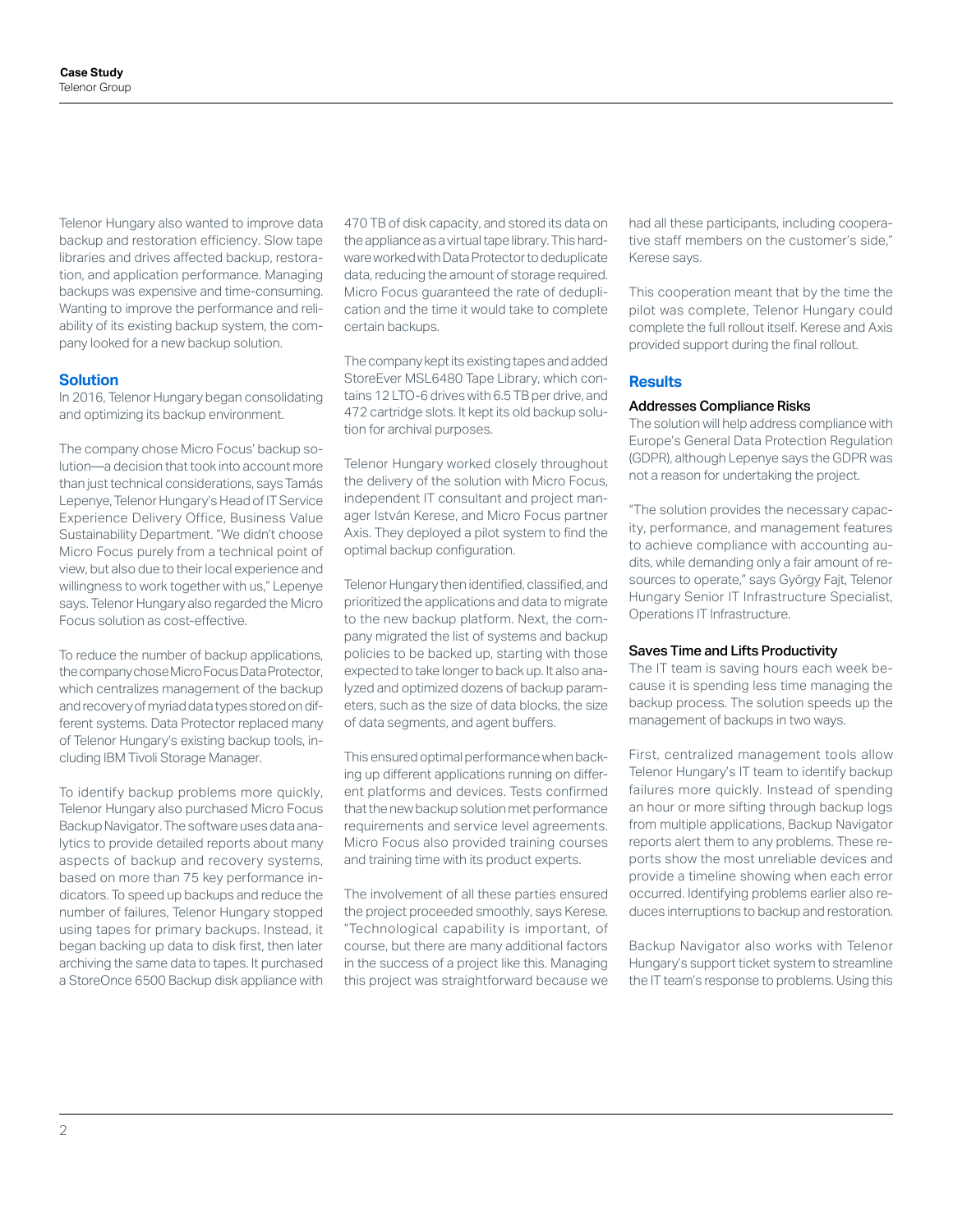Telenor Hungary also wanted to improve data backup and restoration efficiency. Slow tape libraries and drives affected backup, restoration, and application performance. Managing backups was expensive and time-consuming. Wanting to improve the performance and reliability of its existing backup system, the company looked for a new backup solution.

## Solution

In 2016, Telenor Hungary began consolidating and optimizing its backup environment.

The company chose Micro Focus' backup solution—a decision that took into account more than just technical considerations, says Tamás Lepenye, Telenor Hungary's Head of IT Service Experience Delivery Office, Business Value Sustainability Department. "We didn't choose Micro Focus purely from a technical point of view, but also due to their local experience and willingness to work together with us," Lepenye says. Telenor Hungary also regarded the Micro Focus solution as cost-effective.

To reduce the number of backup applications, the company chose Micro Focus Data Protector, which centralizes management of the backup and recovery of myriad data types stored on different systems. Data Protector replaced many of Telenor Hungary's existing backup tools, including IBM Tivoli Storage Manager.

To identify backup problems more quickly, Telenor Hungary also purchased Micro Focus Backup Navigator. The software uses data analytics to provide detailed reports about many aspects of backup and recovery systems, based on more than 75 key performance indicators. To speed up backups and reduce the number of failures, Telenor Hungary stopped using tapes for primary backups. Instead, it began backing up data to disk first, then later archiving the same data to tapes. It purchased a StoreOnce 6500 Backup disk appliance with 470 TB of disk capacity, and stored its data on the appliance as a virtual tape library. This hardware worked with Data Protector to deduplicate data, reducing the amount of storage required. Micro Focus guaranteed the rate of deduplication and the time it would take to complete certain backups.

The company kept its existing tapes and added StoreEver MSL6480 Tape Library, which contains 12 LTO-6 drives with 6.5 TB per drive, and 472 cartridge slots. It kept its old backup solution for archival purposes.

Telenor Hungary worked closely throughout the delivery of the solution with Micro Focus, independent IT consultant and project manager István Kerese, and Micro Focus partner Axis. They deployed a pilot system to find the optimal backup configuration.

Telenor Hungary then identified, classified, and prioritized the applications and data to migrate to the new backup platform. Next, the company migrated the list of systems and backup policies to be backed up, starting with those expected to take longer to back up. It also analyzed and optimized dozens of backup parameters, such as the size of data blocks, the size of data segments, and agent buffers.

This ensured optimal performance when backing up different applications running on different platforms and devices. Tests confirmed that the new backup solution met performance requirements and service level agreements. Micro Focus also provided training courses and training time with its product experts.

The involvement of all these parties ensured the project proceeded smoothly, says Kerese. "Technological capability is important, of course, but there are many additional factors in the success of a project like this. Managing this project was straightforward because we had all these participants, including cooperative staff members on the customer's side," Kerese says.

This cooperation meant that by the time the pilot was complete, Telenor Hungary could complete the full rollout itself. Kerese and Axis provided support during the final rollout.

## Results

### Addresses Compliance Risks

The solution will help address compliance with Europe's General Data Protection Regulation (GDPR), although Lepenye says the GDPR was not a reason for undertaking the project.

"The solution provides the necessary capacity, performance, and management features to achieve compliance with accounting audits, while demanding only a fair amount of resources to operate," says György Fajt, Telenor Hungary Senior IT Infrastructure Specialist, Operations IT Infrastructure.

### Saves Time and Lifts Productivity

The IT team is saving hours each week because it is spending less time managing the backup process. The solution speeds up the management of backups in two ways.

First, centralized management tools allow Telenor Hungary's IT team to identify backup failures more quickly. Instead of spending an hour or more sifting through backup logs from multiple applications, Backup Navigator reports alert them to any problems. These reports show the most unreliable devices and provide a timeline showing when each error occurred. Identifying problems earlier also reduces interruptions to backup and restoration.

Backup Navigator also works with Telenor Hungary's support ticket system to streamline the IT team's response to problems. Using this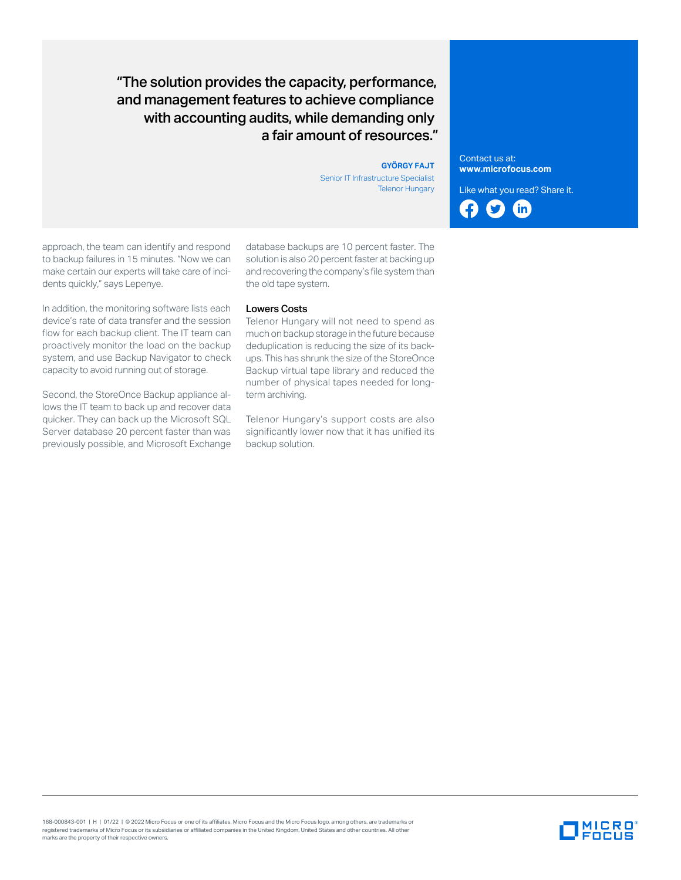> "The solution provides the capacity, performance, and management features to achieve compliance with accounting audits, while demanding only a fair amount of resources."
>
> **GYÖRGY FAJT**
> Senior IT Infrastructure Specialist
> Telenor Hungary

Contact us at:
**www.microfocus.com**

Like what you read? Share it.

approach, the team can identify and respond to backup failures in 15 minutes. "Now we can make certain our experts will take care of incidents quickly," says Lepenye.

In addition, the monitoring software lists each device's rate of data transfer and the session flow for each backup client. The IT team can proactively monitor the load on the backup system, and use Backup Navigator to check capacity to avoid running out of storage.

Second, the StoreOnce Backup appliance allows the IT team to back up and recover data quicker. They can back up the Microsoft SQL Server database 20 percent faster than was previously possible, and Microsoft Exchange database backups are 10 percent faster. The solution is also 20 percent faster at backing up and recovering the company's file system than the old tape system.

### Lowers Costs

Telenor Hungary will not need to spend as much on backup storage in the future because deduplication is reducing the size of its backups. This has shrunk the size of the StoreOnce Backup virtual tape library and reduced the number of physical tapes needed for long-term archiving.

Telenor Hungary's support costs are also significantly lower now that it has unified its backup solution.

168-000843-001 | H | 01/22 | © 2022 Micro Focus or one of its affiliates. Micro Focus and the Micro Focus logo, among others, are trademarks or registered trademarks of Micro Focus or its subsidiaries or affiliated companies in the United Kingdom, United States and other countries. All other marks are the property of their respective owners.